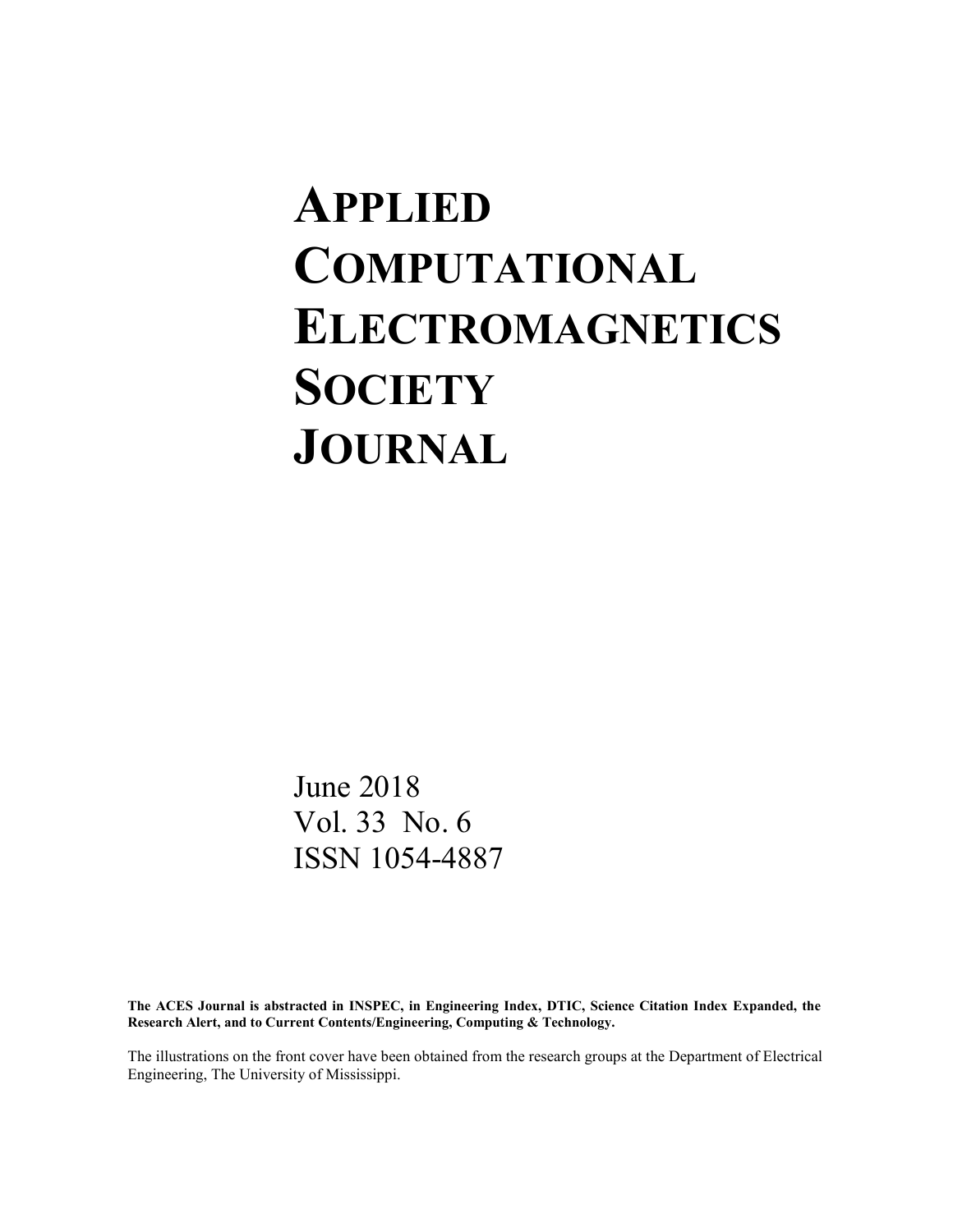# APPLIED COMPUTATIONAL ELECTROMAGNETICS SOCIETY JOURNAL

June 2018
Vol. 33 No. 6
ISSN 1054-4887

**The ACES Journal is abstracted in INSPEC, in Engineering Index, DTIC, Science Citation Index Expanded, the Research Alert, and to Current Contents/Engineering, Computing & Technology.**

The illustrations on the front cover have been obtained from the research groups at the Department of Electrical Engineering, The University of Mississippi.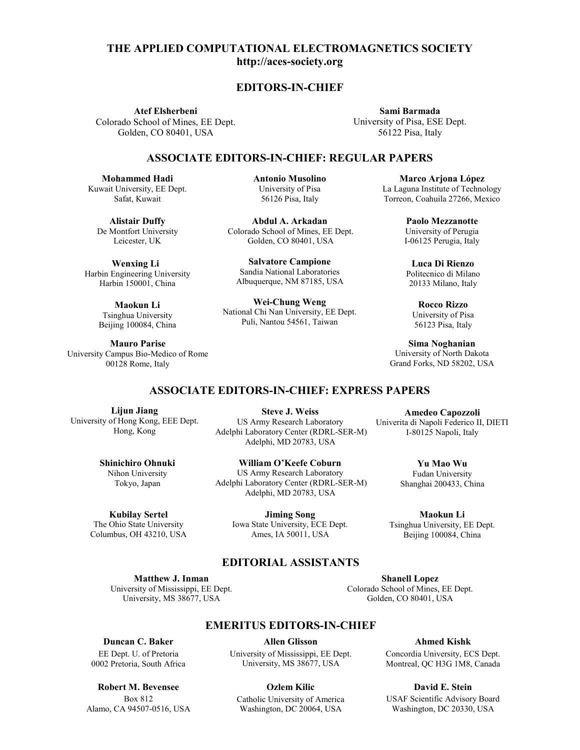# THE APPLIED COMPUTATIONAL ELECTROMAGNETICS SOCIETY
**http://aces-society.org**

## EDITORS-IN-CHIEF

**Atef Elsherbeni**
Colorado School of Mines, EE Dept.
Golden, CO 80401, USA

**Sami Barmada**
University of Pisa, ESE Dept.
56122 Pisa, Italy

## ASSOCIATE EDITORS-IN-CHIEF: REGULAR PAPERS

**Mohammed Hadi**
Kuwait University, EE Dept.
Safat, Kuwait

**Antonio Musolino**
University of Pisa
56126 Pisa, Italy

**Marco Arjona López**
La Laguna Institute of Technology
Torreon, Coahuila 27266, Mexico

**Alistair Duffy**
De Montfort University
Leicester, UK

**Abdul A. Arkadan**
Colorado School of Mines, EE Dept.
Golden, CO 80401, USA

**Paolo Mezzanotte**
University of Perugia
I-06125 Perugia, Italy

**Wenxing Li**
Harbin Engineering University
Harbin 150001, China

**Salvatore Campione**
Sandia National Laboratories
Albuquerque, NM 87185, USA

**Luca Di Rienzo**
Politecnico di Milano
20133 Milano, Italy

**Maokun Li**
Tsinghua University
Beijing 100084, China

**Wei-Chung Weng**
National Chi Nan University, EE Dept.
Puli, Nantou 54561, Taiwan

**Rocco Rizzo**
University of Pisa
56123 Pisa, Italy

**Mauro Parise**
University Campus Bio-Medico of Rome
00128 Rome, Italy

**Sima Noghanian**
University of North Dakota
Grand Forks, ND 58202, USA

## ASSOCIATE EDITORS-IN-CHIEF: EXPRESS PAPERS

**Lijun Jiang**
University of Hong Kong, EEE Dept.
Hong, Kong

**Steve J. Weiss**
US Army Research Laboratory
Adelphi Laboratory Center (RDRL-SER-M)
Adelphi, MD 20783, USA

**Amedeo Capozzoli**
Univerita di Napoli Federico II, DIETI
I-80125 Napoli, Italy

**Shinichiro Ohnuki**
Nihon University
Tokyo, Japan

**William O'Keefe Coburn**
US Army Research Laboratory
Adelphi Laboratory Center (RDRL-SER-M)
Adelphi, MD 20783, USA

**Yu Mao Wu**
Fudan University
Shanghai 200433, China

**Kubilay Sertel**
The Ohio State University
Columbus, OH 43210, USA

**Jiming Song**
Iowa State University, ECE Dept.
Ames, IA 50011, USA

**Maokun Li**
Tsinghua University, EE Dept.
Beijing 100084, China

## EDITORIAL ASSISTANTS

**Matthew J. Inman**
University of Mississippi, EE Dept.
University, MS 38677, USA

**Shanell Lopez**
Colorado School of Mines, EE Dept.
Golden, CO 80401, USA

## EMERITUS EDITORS-IN-CHIEF

**Duncan C. Baker**
EE Dept. U. of Pretoria
0002 Pretoria, South Africa

**Allen Glisson**
University of Mississippi, EE Dept.
University, MS 38677, USA

**Ahmed Kishk**
Concordia University, ECS Dept.
Montreal, QC H3G 1M8, Canada

**Robert M. Bevensee**
Box 812
Alamo, CA 94507-0516, USA

**Ozlem Kilic**
Catholic University of America
Washington, DC 20064, USA

**David E. Stein**
USAF Scientific Advisory Board
Washington, DC 20330, USA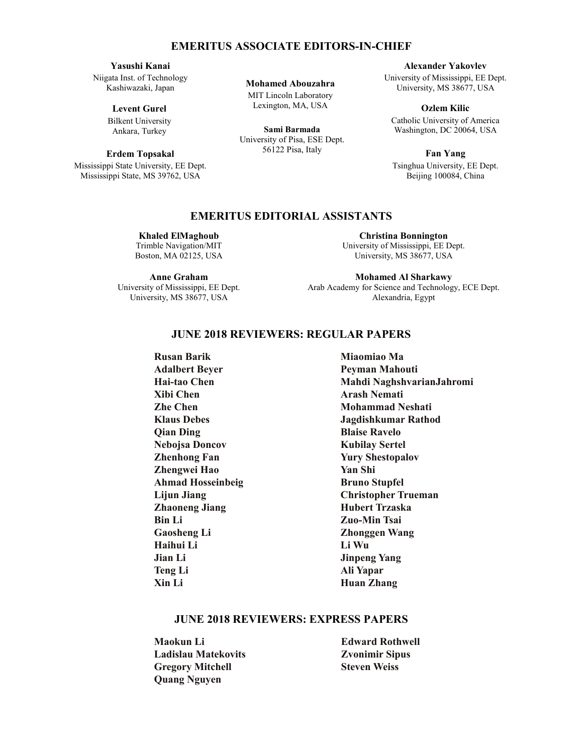## EMERITUS ASSOCIATE EDITORS-IN-CHIEF

**Yasushi Kanai**
Niigata Inst. of Technology
Kashiwazaki, Japan

**Levent Gurel**
Bilkent University
Ankara, Turkey

**Erdem Topsakal**
Mississippi State University, EE Dept.
Mississippi State, MS 39762, USA

**Mohamed Abouzahra**
MIT Lincoln Laboratory
Lexington, MA, USA

**Sami Barmada**
University of Pisa, ESE Dept.
56122 Pisa, Italy

**Alexander Yakovlev**
University of Mississippi, EE Dept.
University, MS 38677, USA

**Ozlem Kilic**
Catholic University of America
Washington, DC 20064, USA

**Fan Yang**
Tsinghua University, EE Dept.
Beijing 100084, China

## EMERITUS EDITORIAL ASSISTANTS

**Khaled ElMaghoub**
Trimble Navigation/MIT
Boston, MA 02125, USA

**Anne Graham**
University of Mississippi, EE Dept.
University, MS 38677, USA

**Christina Bonnington**
University of Mississippi, EE Dept.
University, MS 38677, USA

**Mohamed Al Sharkawy**
Arab Academy for Science and Technology, ECE Dept.
Alexandria, Egypt

## JUNE 2018 REVIEWERS: REGULAR PAPERS

**Rusan Barik**
**Adalbert Beyer**
**Hai-tao Chen**
**Xibi Chen**
**Zhe Chen**
**Klaus Debes**
**Qian Ding**
**Nebojsa Doncov**
**Zhenhong Fan**
**Zhengwei Hao**
**Ahmad Hosseinbeig**
**Lijun Jiang**
**Zhaoneng Jiang**
**Bin Li**
**Gaosheng Li**
**Haihui Li**
**Jian Li**
**Teng Li**
**Xin Li**
**Miaomiao Ma**
**Peyman Mahouti**
**Mahdi NaghshvarianJahromi**
**Arash Nemati**
**Mohammad Neshati**
**Jagdishkumar Rathod**
**Blaise Ravelo**
**Kubilay Sertel**
**Yury Shestopalov**
**Yan Shi**
**Bruno Stupfel**
**Christopher Trueman**
**Hubert Trzaska**
**Zuo-Min Tsai**
**Zhonggen Wang**
**Li Wu**
**Jinpeng Yang**
**Ali Yapar**
**Huan Zhang**

## JUNE 2018 REVIEWERS: EXPRESS PAPERS

**Maokun Li**
**Ladislau Matekovits**
**Gregory Mitchell**
**Quang Nguyen**
**Edward Rothwell**
**Zvonimir Sipus**
**Steven Weiss**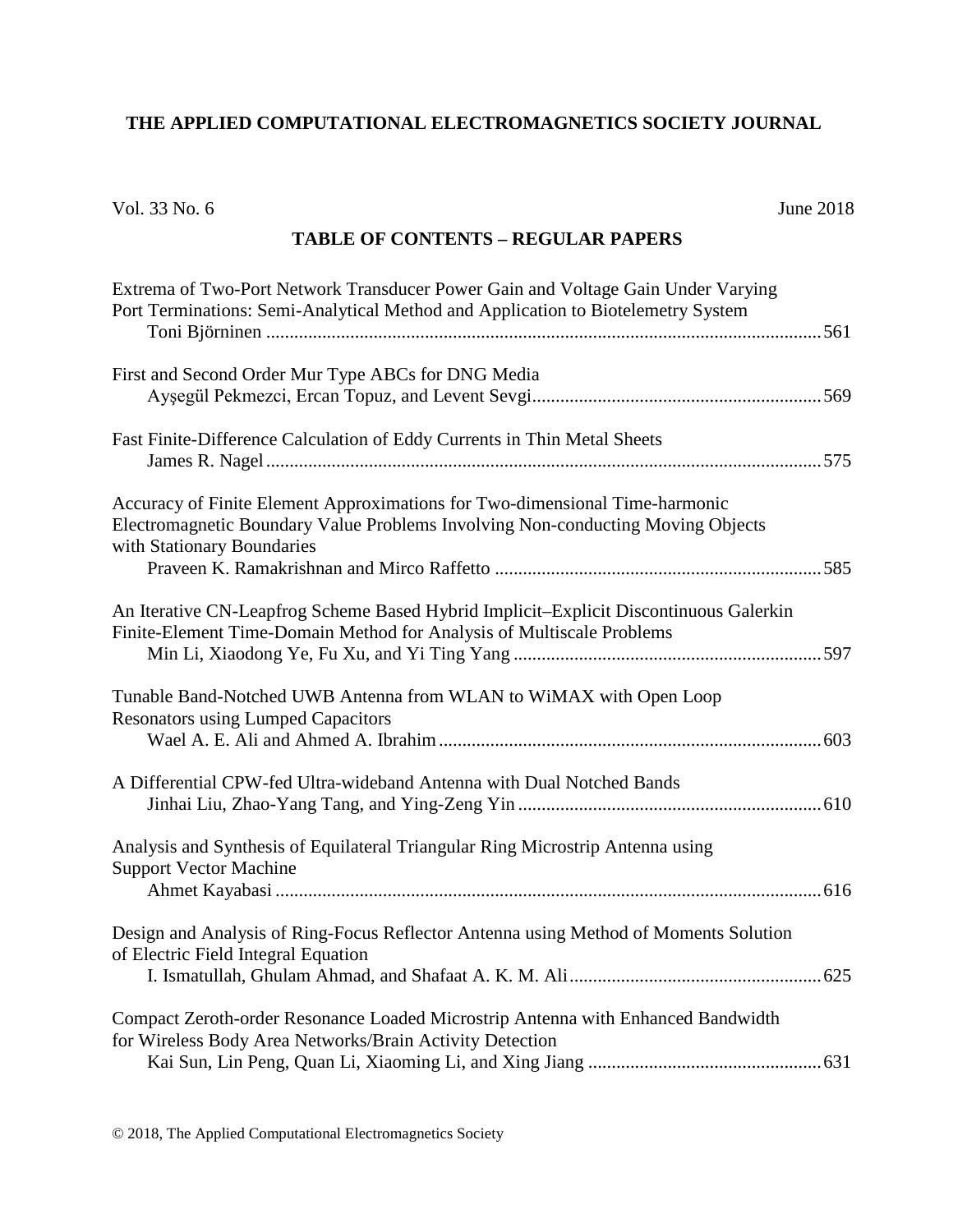# THE APPLIED COMPUTATIONAL ELECTROMAGNETICS SOCIETY JOURNAL

Vol. 33 No. 6 June 2018

## TABLE OF CONTENTS – REGULAR PAPERS

Extrema of Two-Port Network Transducer Power Gain and Voltage Gain Under Varying Port Terminations: Semi-Analytical Method and Application to Biotelemetry System
Toni Björninen ........................................................................................................ 561

First and Second Order Mur Type ABCs for DNG Media
Ayşegül Pekmezci, Ercan Topuz, and Levent Sevgi ............................................................. 569

Fast Finite-Difference Calculation of Eddy Currents in Thin Metal Sheets
James R. Nagel ........................................................................................................ 575

Accuracy of Finite Element Approximations for Two-dimensional Time-harmonic Electromagnetic Boundary Value Problems Involving Non-conducting Moving Objects with Stationary Boundaries
Praveen K. Ramakrishnan and Mirco Raffetto ..................................................................... 585

An Iterative CN-Leapfrog Scheme Based Hybrid Implicit–Explicit Discontinuous Galerkin Finite-Element Time-Domain Method for Analysis of Multiscale Problems
Min Li, Xiaodong Ye, Fu Xu, and Yi Ting Yang ................................................................. 597

Tunable Band-Notched UWB Antenna from WLAN to WiMAX with Open Loop Resonators using Lumped Capacitors
Wael A. E. Ali and Ahmed A. Ibrahim ................................................................................. 603

A Differential CPW-fed Ultra-wideband Antenna with Dual Notched Bands
Jinhai Liu, Zhao-Yang Tang, and Ying-Zeng Yin ................................................................ 610

Analysis and Synthesis of Equilateral Triangular Ring Microstrip Antenna using Support Vector Machine
Ahmet Kayabasi ..................................................................................................... 616

Design and Analysis of Ring-Focus Reflector Antenna using Method of Moments Solution of Electric Field Integral Equation
I. Ismatullah, Ghulam Ahmad, and Shafaat A. K. M. Ali ...................................................... 625

Compact Zeroth-order Resonance Loaded Microstrip Antenna with Enhanced Bandwidth for Wireless Body Area Networks/Brain Activity Detection
Kai Sun, Lin Peng, Quan Li, Xiaoming Li, and Xing Jiang ................................................. 631

© 2018, The Applied Computational Electromagnetics Society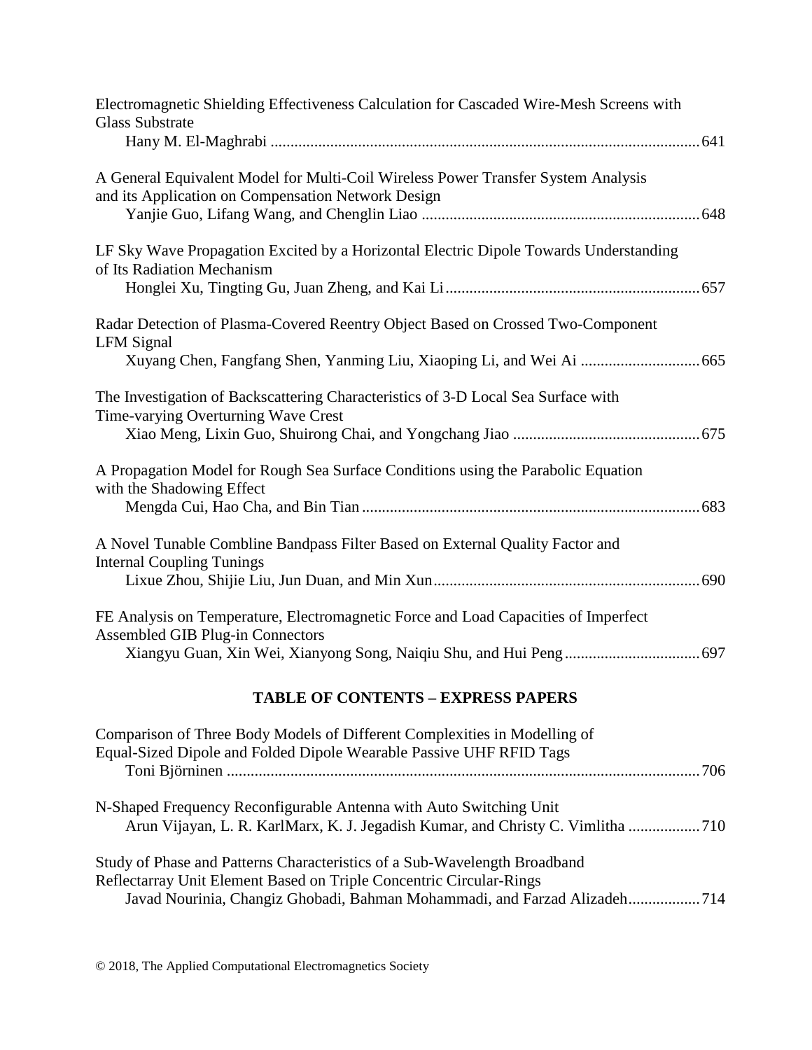Electromagnetic Shielding Effectiveness Calculation for Cascaded Wire-Mesh Screens with Glass Substrate
Hany M. El-Maghrabi ....................................................................................................641

A General Equivalent Model for Multi-Coil Wireless Power Transfer System Analysis and its Application on Compensation Network Design
Yanjie Guo, Lifang Wang, and Chenglin Liao ...............................................................648

LF Sky Wave Propagation Excited by a Horizontal Electric Dipole Towards Understanding of Its Radiation Mechanism
Honglei Xu, Tingting Gu, Juan Zheng, and Kai Li.........................................................657

Radar Detection of Plasma-Covered Reentry Object Based on Crossed Two-Component LFM Signal
Xuyang Chen, Fangfang Shen, Yanming Liu, Xiaoping Li, and Wei Ai ..........................665

The Investigation of Backscattering Characteristics of 3-D Local Sea Surface with Time-varying Overturning Wave Crest
Xiao Meng, Lixin Guo, Shuirong Chai, and Yongchang Jiao ..........................................675

A Propagation Model for Rough Sea Surface Conditions using the Parabolic Equation with the Shadowing Effect
Mengda Cui, Hao Cha, and Bin Tian ..............................................................................683

A Novel Tunable Combline Bandpass Filter Based on External Quality Factor and Internal Coupling Tunings
Lixue Zhou, Shijie Liu, Jun Duan, and Min Xun............................................................690

FE Analysis on Temperature, Electromagnetic Force and Load Capacities of Imperfect Assembled GIB Plug-in Connectors
Xiangyu Guan, Xin Wei, Xianyong Song, Naiqiu Shu, and Hui Peng..............................697

## TABLE OF CONTENTS – EXPRESS PAPERS

Comparison of Three Body Models of Different Complexities in Modelling of Equal-Sized Dipole and Folded Dipole Wearable Passive UHF RFID Tags
Toni Björninen ..................................................................................................................706

N-Shaped Frequency Reconfigurable Antenna with Auto Switching Unit
Arun Vijayan, L. R. KarlMarx, K. J. Jegadish Kumar, and Christy C. Vimlitha ..............710

Study of Phase and Patterns Characteristics of a Sub-Wavelength Broadband Reflectarray Unit Element Based on Triple Concentric Circular-Rings
Javad Nourinia, Changiz Ghobadi, Bahman Mohammadi, and Farzad Alizadeh.................714

© 2018, The Applied Computational Electromagnetics Society